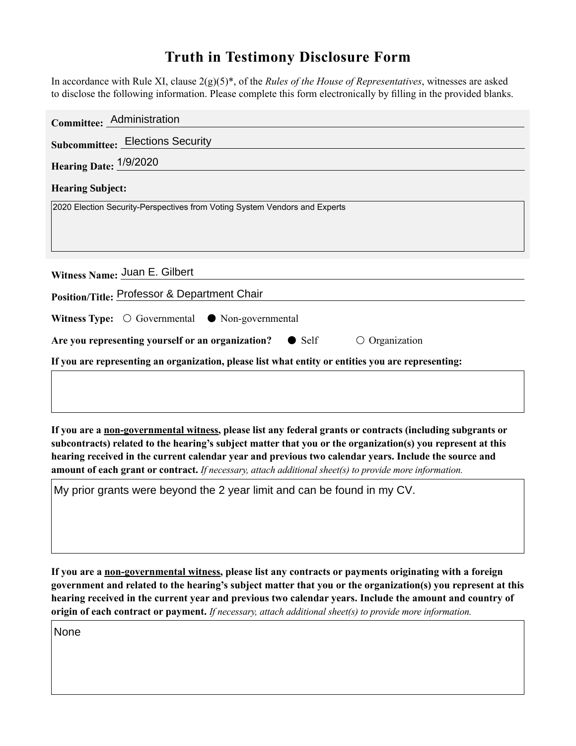# Truth in Testimony Disclosure Form

In accordance with Rule XI, clause 2(g)(5)*, of the *Rules of the House of Representatives*, witnesses are asked to disclose the following information. Please complete this form electronically by filling in the provided blanks.

**Committee:** Administration

**Subcommittee:** Elections Security

**Hearing Date:** 1/9/2020

**Hearing Subject:**

2020 Election Security-Perspectives from Voting System Vendors and Experts

**Witness Name:** Juan E. Gilbert

**Position/Title:** Professor & Department Chair

**Witness Type:** ○ Governmental ● Non-governmental

**Are you representing yourself or an organization?** ● Self ○ Organization

**If you are representing an organization, please list what entity or entities you are representing:**

**If you are a non-governmental witness, please list any federal grants or contracts (including subgrants or subcontracts) related to the hearing's subject matter that you or the organization(s) you represent at this hearing received in the current calendar year and previous two calendar years. Include the source and amount of each grant or contract.** *If necessary, attach additional sheet(s) to provide more information.*

My prior grants were beyond the 2 year limit and can be found in my CV.

**If you are a non-governmental witness, please list any contracts or payments originating with a foreign government and related to the hearing's subject matter that you or the organization(s) you represent at this hearing received in the current year and previous two calendar years. Include the amount and country of origin of each contract or payment.** *If necessary, attach additional sheet(s) to provide more information.*

None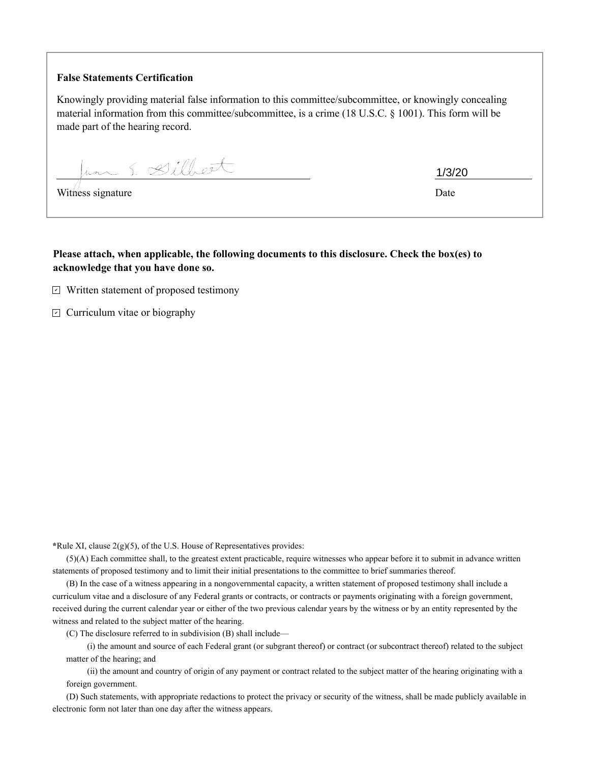**False Statements Certification**

Knowingly providing material false information to this committee/subcommittee, or knowingly concealing material information from this committee/subcommittee, is a crime (18 U.S.C. § 1001). This form will be made part of the hearing record.

Jean S. Gilbert — Witness signature

1/3/20 — Date

**Please attach, when applicable, the following documents to this disclosure. Check the box(es) to acknowledge that you have done so.**

- [x] Written statement of proposed testimony
- [x] Curriculum vitae or biography

*Rule XI, clause 2(g)(5), of the U.S. House of Representatives provides:

(5)(A) Each committee shall, to the greatest extent practicable, require witnesses who appear before it to submit in advance written statements of proposed testimony and to limit their initial presentations to the committee to brief summaries thereof.

(B) In the case of a witness appearing in a nongovernmental capacity, a written statement of proposed testimony shall include a curriculum vitae and a disclosure of any Federal grants or contracts, or contracts or payments originating with a foreign government, received during the current calendar year or either of the two previous calendar years by the witness or by an entity represented by the witness and related to the subject matter of the hearing.

(C) The disclosure referred to in subdivision (B) shall include—

(i) the amount and source of each Federal grant (or subgrant thereof) or contract (or subcontract thereof) related to the subject matter of the hearing; and

(ii) the amount and country of origin of any payment or contract related to the subject matter of the hearing originating with a foreign government.

(D) Such statements, with appropriate redactions to protect the privacy or security of the witness, shall be made publicly available in electronic form not later than one day after the witness appears.